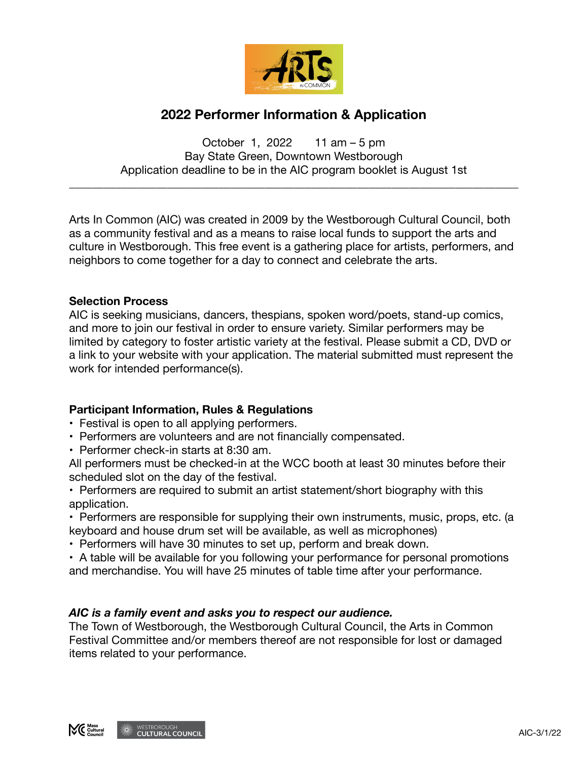# 2022 Performer Information & Application

October 1, 2022 11 am – 5 pm
Bay State Green, Downtown Westborough
Application deadline to be in the AIC program booklet is August 1st

---

Arts In Common (AIC) was created in 2009 by the Westborough Cultural Council, both as a community festival and as a means to raise local funds to support the arts and culture in Westborough. This free event is a gathering place for artists, performers, and neighbors to come together for a day to connect and celebrate the arts.

**Selection Process**
AIC is seeking musicians, dancers, thespians, spoken word/poets, stand-up comics, and more to join our festival in order to ensure variety. Similar performers may be limited by category to foster artistic variety at the festival. Please submit a CD, DVD or a link to your website with your application. The material submitted must represent the work for intended performance(s).

**Participant Information, Rules & Regulations**

- Festival is open to all applying performers.
- Performers are volunteers and are not financially compensated.
- Performer check-in starts at 8:30 am.

All performers must be checked-in at the WCC booth at least 30 minutes before their scheduled slot on the day of the festival.

- Performers are required to submit an artist statement/short biography with this application.
- Performers are responsible for supplying their own instruments, music, props, etc. (a keyboard and house drum set will be available, as well as microphones)
- Performers will have 30 minutes to set up, perform and break down.
- A table will be available for you following your performance for personal promotions and merchandise. You will have 25 minutes of table time after your performance.

***AIC is a family event and asks you to respect our audience.***
The Town of Westborough, the Westborough Cultural Council, the Arts in Common Festival Committee and/or members thereof are not responsible for lost or damaged items related to your performance.

AIC-3/1/22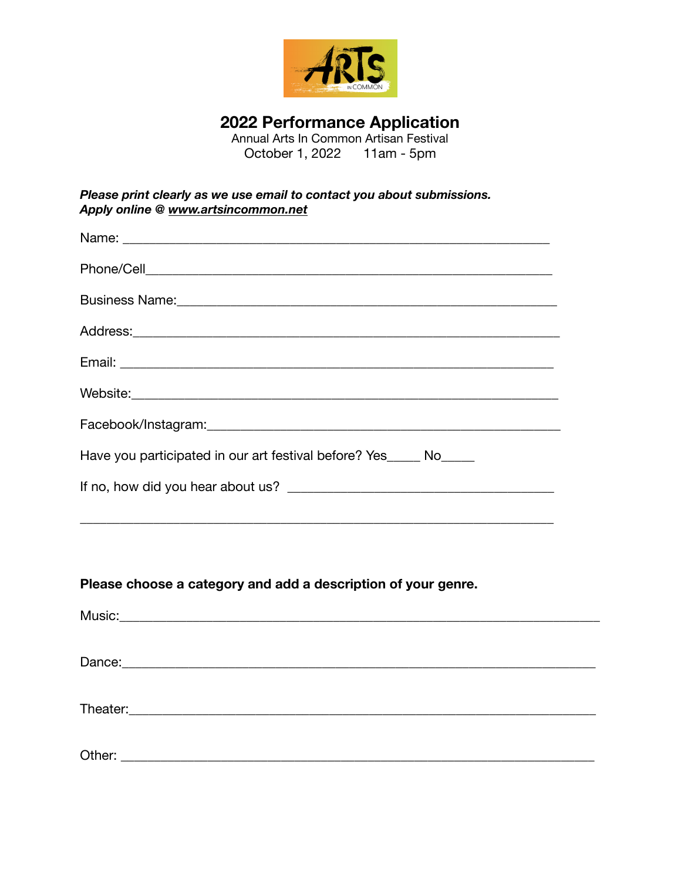# 2022 Performance Application

Annual Arts In Common Artisan Festival

October 1, 2022 11am - 5pm

***Please print clearly as we use email to contact you about submissions.***
***Apply online @ [www.artsincommon.net](http://www.artsincommon.net)***

Name: ____________________________________________________________

Phone/Cell____________________________________________________________

Business Name:____________________________________________________________

Address:____________________________________________________________

Email: ____________________________________________________________

Website:____________________________________________________________

Facebook/Instagram:____________________________________________________________

Have you participated in our art festival before? Yes_____ No_____

If no, how did you hear about us? ______________________________________

____________________________________________________________

**Please choose a category and add a description of your genre.**

Music:____________________________________________________________

Dance:____________________________________________________________

Theater:____________________________________________________________

Other: ____________________________________________________________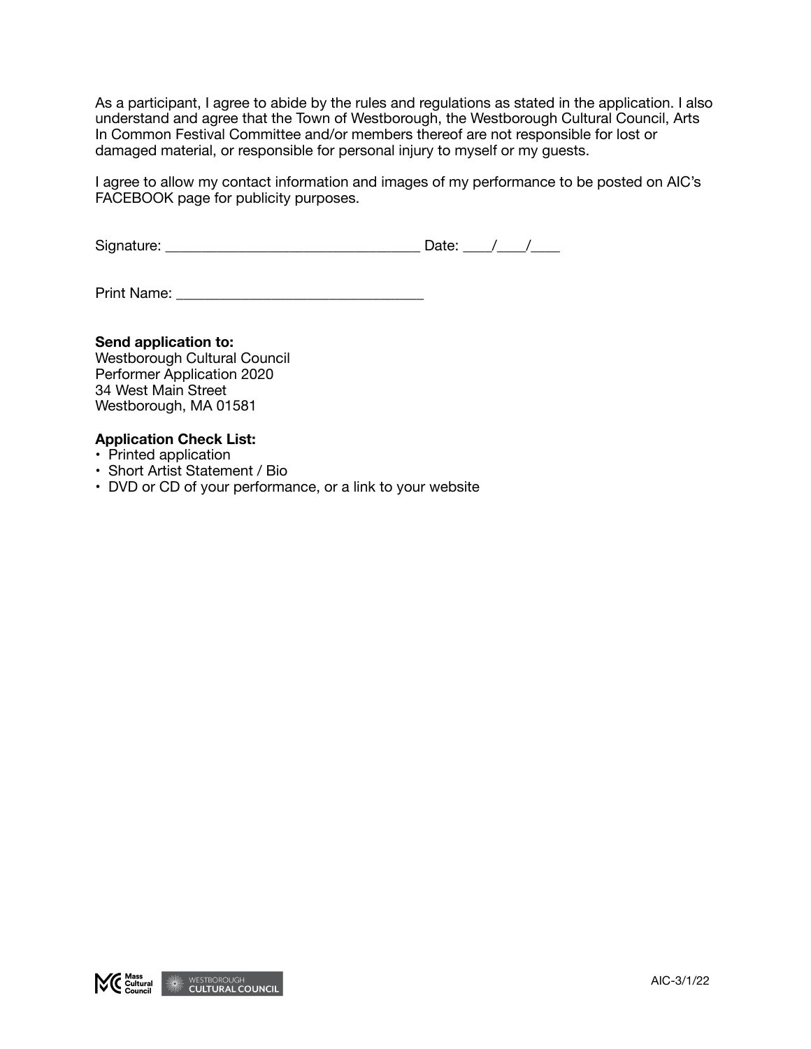As a participant, I agree to abide by the rules and regulations as stated in the application. I also understand and agree that the Town of Westborough, the Westborough Cultural Council, Arts In Common Festival Committee and/or members thereof are not responsible for lost or damaged material, or responsible for personal injury to myself or my guests.

I agree to allow my contact information and images of my performance to be posted on AIC's FACEBOOK page for publicity purposes.

Signature: _________________________________ Date: ____/____/____

Print Name: _________________________________

**Send application to:**
Westborough Cultural Council
Performer Application 2020
34 West Main Street
Westborough, MA 01581

**Application Check List:**
- Printed application
- Short Artist Statement / Bio
- DVD or CD of your performance, or a link to your website

AIC-3/1/22